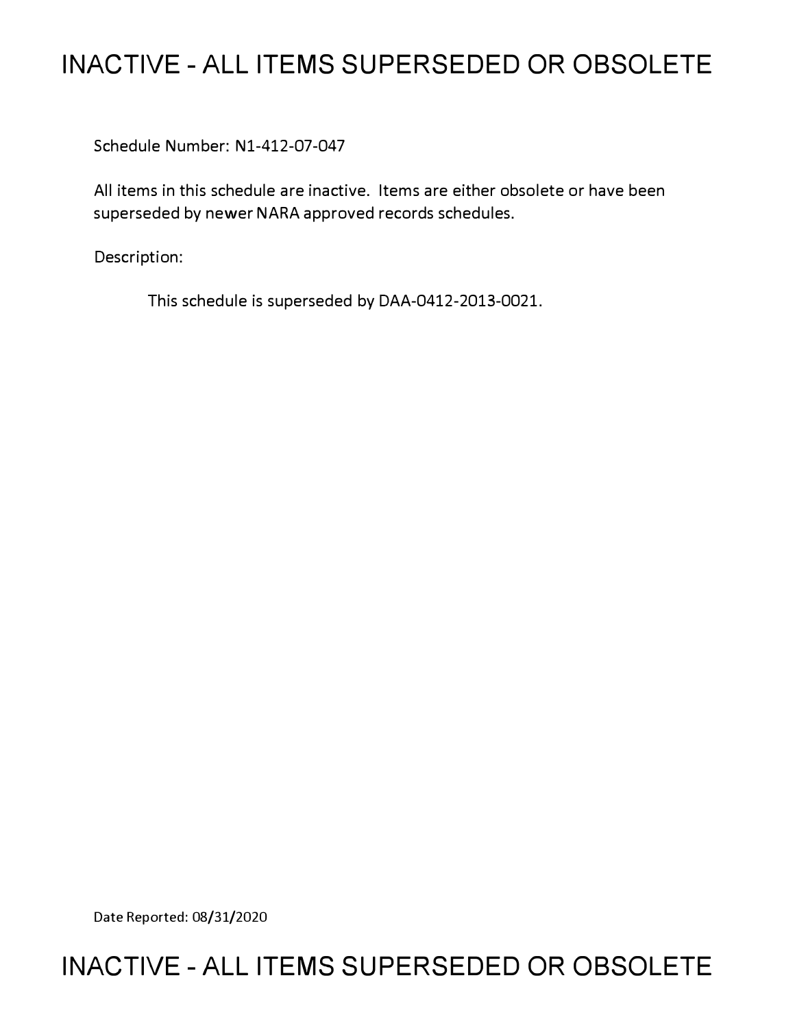# INACTIVE - ALL ITEMS SUPERSEDED OR OBSOLETE

Schedule Number: N1-412-07-047

All items in this schedule are inactive. Items are either obsolete or have been superseded by newer NARA approved records schedules.

Description:

This schedule is superseded by DAA-0412-2013-0021.

Date Reported: 08/31/2020

# INACTIVE - ALL ITEMS SUPERSEDED OR OBSOLETE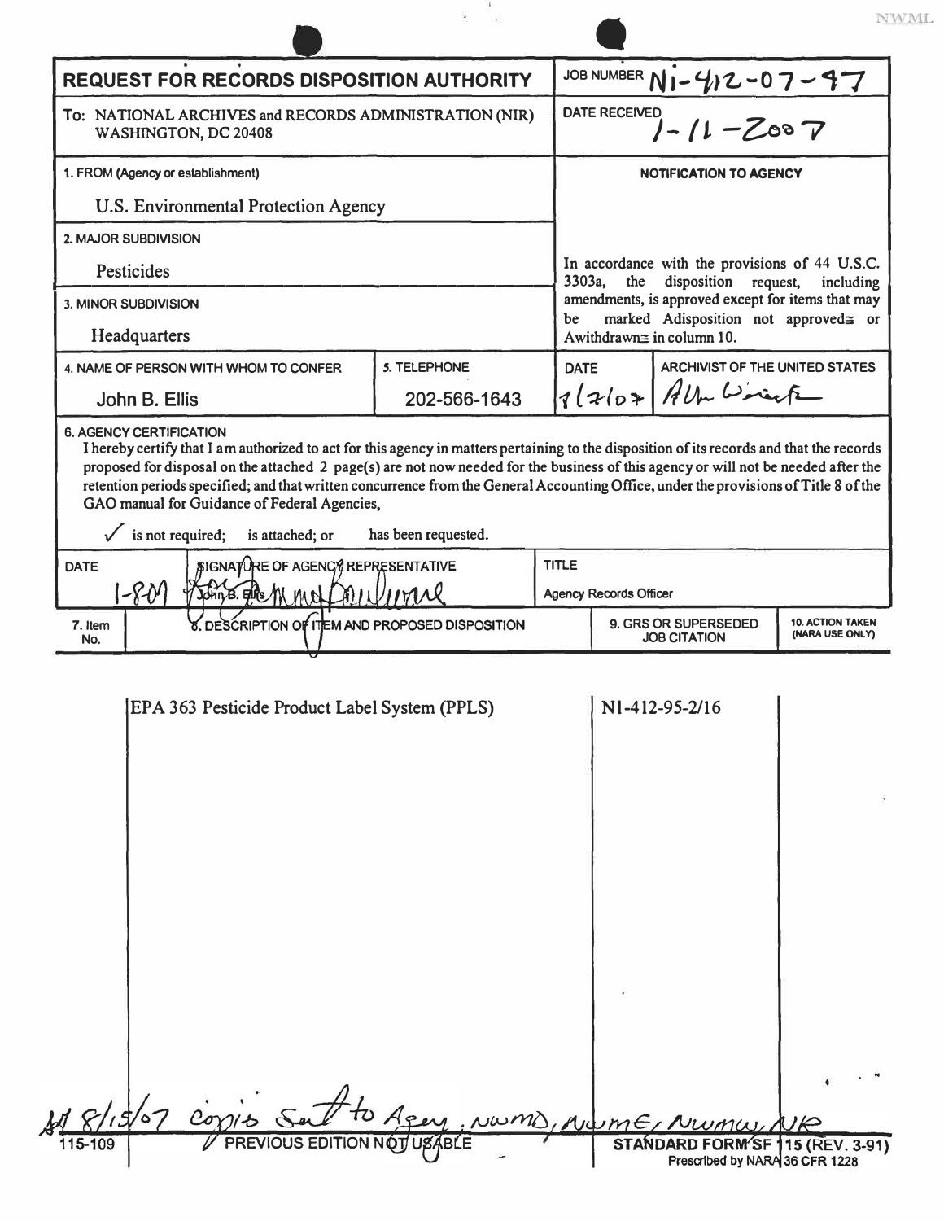NWML

| **REQUEST FOR RECORDS DISPOSITION AUTHORITY** | | JOB NUMBER N1-412-07-47 | |
|---|---|---|---|
| To: NATIONAL ARCHIVES and RECORDS ADMINISTRATION (NIR) WASHINGTON, DC 20408 | | DATE RECEIVED 1-11-2007 | |
| 1. FROM (Agency or establishment) U.S. Environmental Protection Agency | | **NOTIFICATION TO AGENCY** | |
| 2. MAJOR SUBDIVISION Pesticides | | In accordance with the provisions of 44 U.S.C. 3303a, the disposition request, including amendments, is approved except for items that may be marked Adisposition not approved≅ or Awithdrawn≅ in column 10. | |
| 3. MINOR SUBDIVISION Headquarters | | | |
| 4. NAME OF PERSON WITH WHOM TO CONFER John B. Ellis | 5. TELEPHONE 202-566-1643 | DATE 8/2/07 | ARCHIVIST OF THE UNITED STATES Allen Weinstein |

**6. AGENCY CERTIFICATION**

I hereby certify that I am authorized to act for this agency in matters pertaining to the disposition of its records and that the records proposed for disposal on the attached 2 page(s) are not now needed for the business of this agency or will not be needed after the retention periods specified; and that written concurrence from the General Accounting Office, under the provisions of Title 8 of the GAO manual for Guidance of Federal Agencies,

✓ is not required; is attached; or has been requested.

| DATE | SIGNATURE OF AGENCY REPRESENTATIVE | TITLE |
|---|---|---|
| 1-8-07 | John B. Ellis | Agency Records Officer |

| 7. Item No. | 8. DESCRIPTION OF ITEM AND PROPOSED DISPOSITION | 9. GRS OR SUPERSEDED JOB CITATION | 10. ACTION TAKEN (NARA USE ONLY) |
|---|---|---|---|
| | EPA 363 Pesticide Product Label System (PPLS) | N1-412-95-2/16 | |

8/15/07 copies sent to Agency, NWMD, NWME, NWMW, NR

115-109 PREVIOUS EDITION NOT USABLE STANDARD FORM SF 115 (REV. 3-91) Prescribed by NARA 36 CFR 1228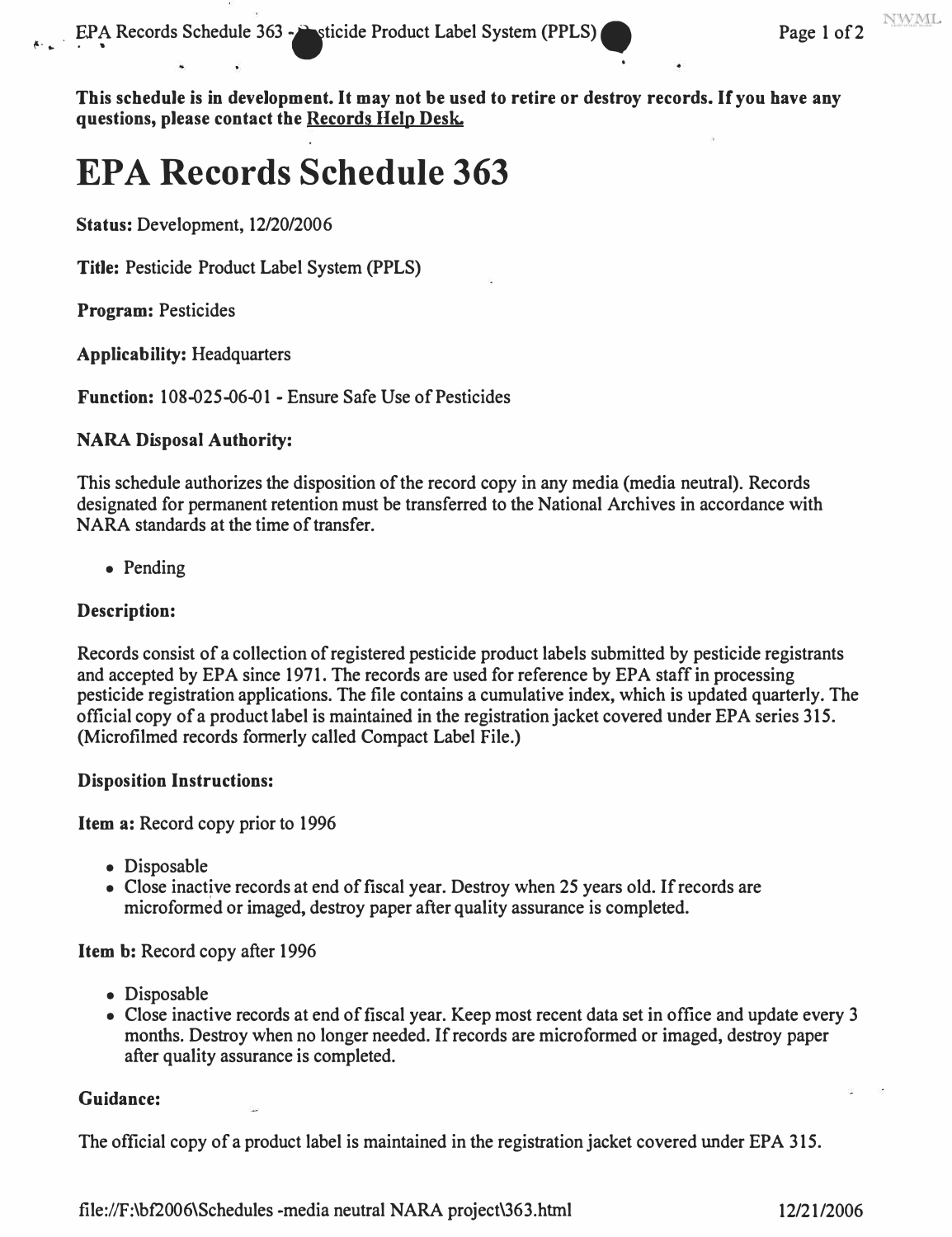**This schedule is in development. It may not be used to retire or destroy records. If you have any questions, please contact the Records Help Desk.**

# EPA Records Schedule 363

**Status:** Development, 12/20/2006

**Title:** Pesticide Product Label System (PPLS)

**Program:** Pesticides

**Applicability:** Headquarters

**Function:** 108-025-06-01 - Ensure Safe Use of Pesticides

### NARA Disposal Authority:

This schedule authorizes the disposition of the record copy in any media (media neutral). Records designated for permanent retention must be transferred to the National Archives in accordance with NARA standards at the time of transfer.

- Pending

### Description:

Records consist of a collection of registered pesticide product labels submitted by pesticide registrants and accepted by EPA since 1971. The records are used for reference by EPA staff in processing pesticide registration applications. The file contains a cumulative index, which is updated quarterly. The official copy of a product label is maintained in the registration jacket covered under EPA series 315. (Microfilmed records formerly called Compact Label File.)

### Disposition Instructions:

**Item a:** Record copy prior to 1996

- Disposable
- Close inactive records at end of fiscal year. Destroy when 25 years old. If records are microformed or imaged, destroy paper after quality assurance is completed.

**Item b:** Record copy after 1996

- Disposable
- Close inactive records at end of fiscal year. Keep most recent data set in office and update every 3 months. Destroy when no longer needed. If records are microformed or imaged, destroy paper after quality assurance is completed.

### Guidance:

The official copy of a product label is maintained in the registration jacket covered under EPA 315.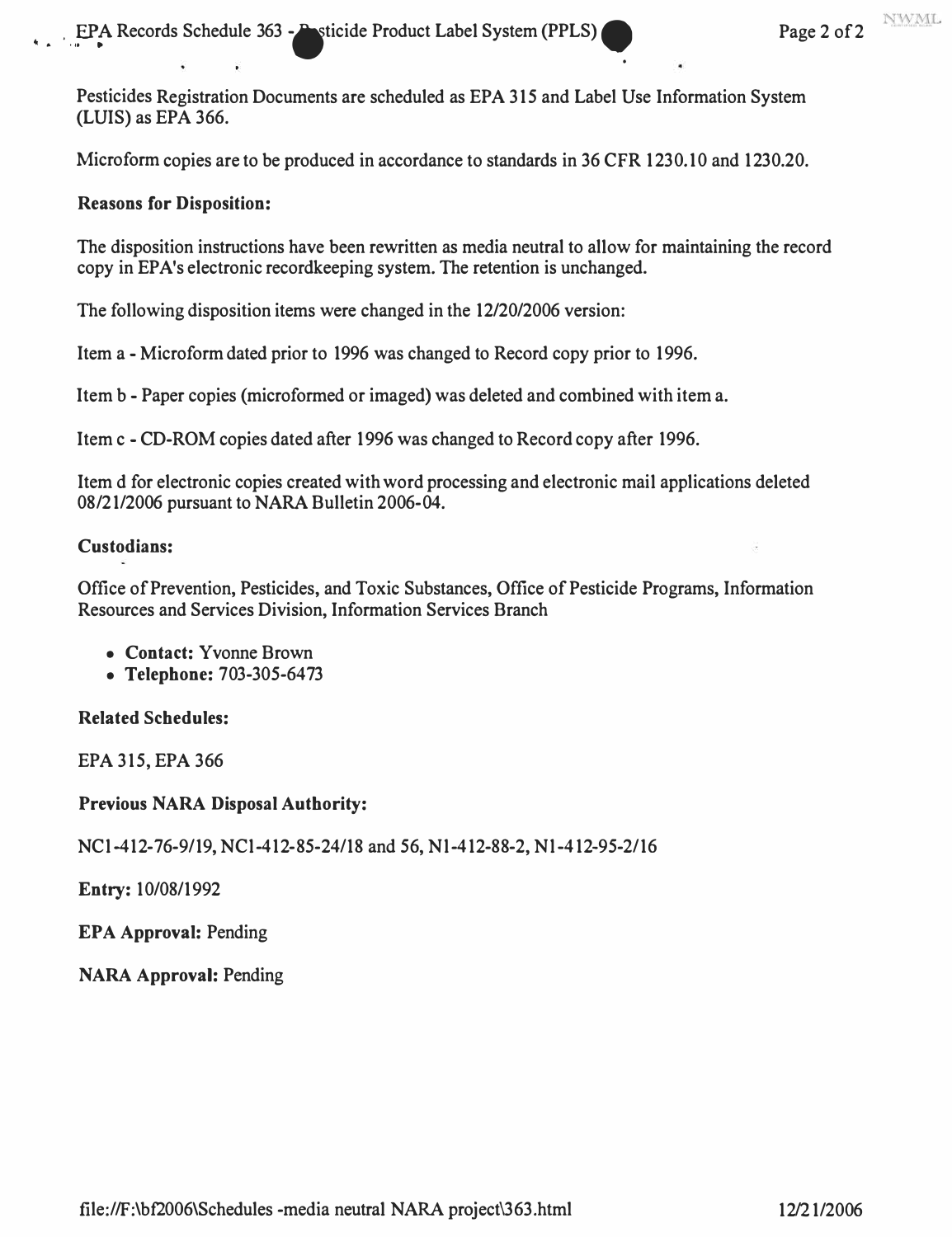Pesticides Registration Documents are scheduled as EPA 315 and Label Use Information System (LUIS) as EPA 366.

Microform copies are to be produced in accordance to standards in 36 CFR 1230.10 and 1230.20.

**Reasons for Disposition:**

The disposition instructions have been rewritten as media neutral to allow for maintaining the record copy in EPA's electronic recordkeeping system. The retention is unchanged.

The following disposition items were changed in the 12/20/2006 version:

Item a - Microform dated prior to 1996 was changed to Record copy prior to 1996.

Item b - Paper copies (microformed or imaged) was deleted and combined with item a.

Item c - CD-ROM copies dated after 1996 was changed to Record copy after 1996.

Item d for electronic copies created with word processing and electronic mail applications deleted 08/21/2006 pursuant to NARA Bulletin 2006-04.

**Custodians:**

Office of Prevention, Pesticides, and Toxic Substances, Office of Pesticide Programs, Information Resources and Services Division, Information Services Branch

- **Contact:** Yvonne Brown
- **Telephone:** 703-305-6473

**Related Schedules:**

EPA 315, EPA 366

**Previous NARA Disposal Authority:**

NC1-412-76-9/19, NC1-412-85-24/18 and 56, N1-412-88-2, N1-412-95-2/16

**Entry:** 10/08/1992

**EPA Approval:** Pending

**NARA Approval:** Pending